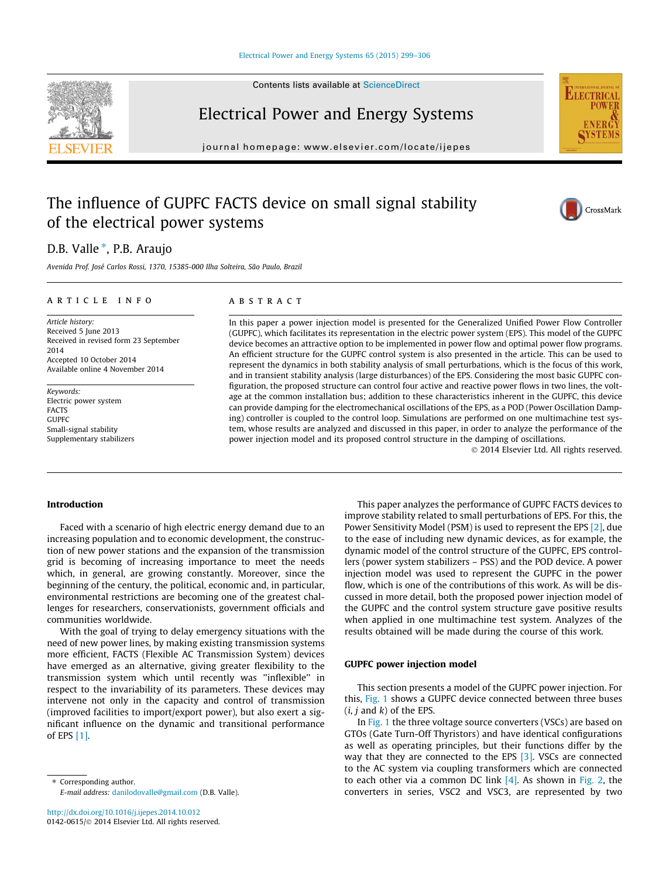# The influence of GUPFC FACTS device on small signal stability of the electrical power systems

D.B. Valle *, P.B. Araujo

*Avenida Prof. José Carlos Rossi, 1370, 15385-000 Ilha Solteira, São Paulo, Brazil*

## ARTICLE INFO

*Article history:*
Received 5 June 2013
Received in revised form 23 September 2014
Accepted 10 October 2014
Available online 4 November 2014

*Keywords:*
Electric power system
FACTS
GUPFC
Small-signal stability
Supplementary stabilizers

## ABSTRACT

In this paper a power injection model is presented for the Generalized Unified Power Flow Controller (GUPFC), which facilitates its representation in the electric power system (EPS). This model of the GUPFC device becomes an attractive option to be implemented in power flow and optimal power flow programs. An efficient structure for the GUPFC control system is also presented in the article. This can be used to represent the dynamics in both stability analysis of small perturbations, which is the focus of this work, and in transient stability analysis (large disturbances) of the EPS. Considering the most basic GUPFC configuration, the proposed structure can control four active and reactive power flows in two lines, the voltage at the common installation bus; addition to these characteristics inherent in the GUPFC, this device can provide damping for the electromechanical oscillations of the EPS, as a POD (Power Oscillation Damping) controller is coupled to the control loop. Simulations are performed on one multimachine test system, whose results are analyzed and discussed in this paper, in order to analyze the performance of the power injection model and its proposed control structure in the damping of oscillations.

© 2014 Elsevier Ltd. All rights reserved.

## Introduction

Faced with a scenario of high electric energy demand due to an increasing population and to economic development, the construction of new power stations and the expansion of the transmission grid is becoming of increasing importance to meet the needs which, in general, are growing constantly. Moreover, since the beginning of the century, the political, economic and, in particular, environmental restrictions are becoming one of the greatest challenges for researchers, conservationists, government officials and communities worldwide.

With the goal of trying to delay emergency situations with the need of new power lines, by making existing transmission systems more efficient, FACTS (Flexible AC Transmission System) devices have emerged as an alternative, giving greater flexibility to the transmission system which until recently was "inflexible" in respect to the invariability of its parameters. These devices may intervene not only in the capacity and control of transmission (improved facilities to import/export power), but also exert a significant influence on the dynamic and transitional performance of EPS [1].

This paper analyzes the performance of GUPFC FACTS devices to improve stability related to small perturbations of EPS. For this, the Power Sensitivity Model (PSM) is used to represent the EPS [2], due to the ease of including new dynamic devices, as for example, the dynamic model of the control structure of the GUPFC, EPS controllers (power system stabilizers – PSS) and the POD device. A power injection model was used to represent the GUPFC in the power flow, which is one of the contributions of this work. As will be discussed in more detail, both the proposed power injection model of the GUPFC and the control system structure gave positive results when applied in one multimachine test system. Analyzes of the results obtained will be made during the course of this work.

## GUPFC power injection model

This section presents a model of the GUPFC power injection. For this, Fig. 1 shows a GUPFC device connected between three buses ($i$, $j$ and $k$) of the EPS.

In Fig. 1 the three voltage source converters (VSCs) are based on GTOs (Gate Turn-Off Thyristors) and have identical configurations as well as operating principles, but their functions differ by the way that they are connected to the EPS [3]. VSCs are connected to the AC system via coupling transformers which are connected to each other via a common DC link [4]. As shown in Fig. 2, the converters in series, VSC2 and VSC3, are represented by two

---

* Corresponding author.
E-mail address: danilodovalle@gmail.com (D.B. Valle).

http://dx.doi.org/10.1016/j.ijepes.2014.10.012
0142-0615/© 2014 Elsevier Ltd. All rights reserved.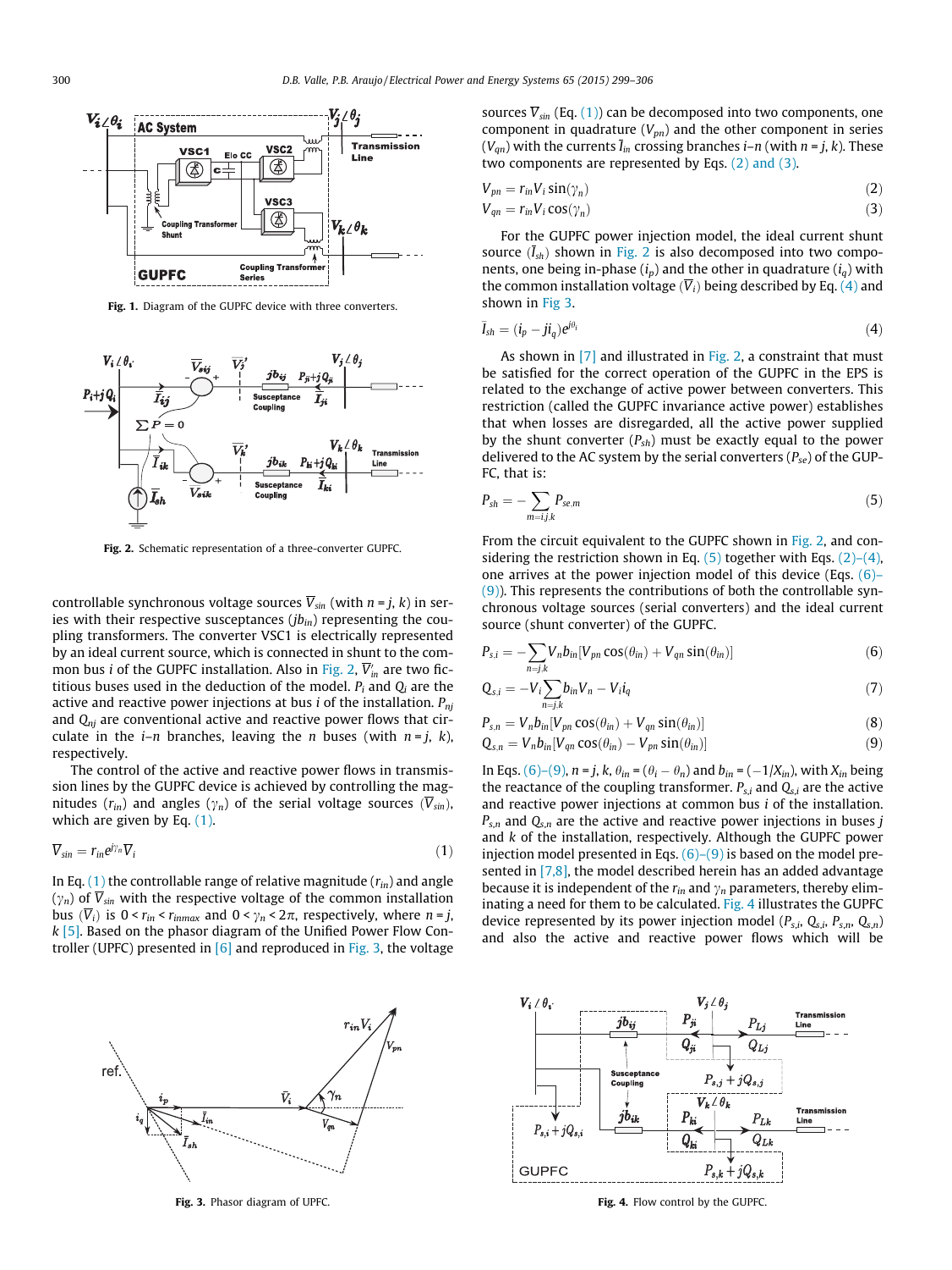Fig. 1. Diagram of the GUPFC device with three converters.

Fig. 2. Schematic representation of a three-converter GUPFC.

controllable synchronous voltage sources $\overline{V}_{sin}$ (with $n = j, k$) in series with their respective susceptances ($jb_{in}$) representing the coupling transformers. The converter VSC1 is electrically represented by an ideal current source, which is connected in shunt to the common bus $i$ of the GUPFC installation. Also in Fig. 2, $\overline{V}_{in}'$ are two fictitious buses used in the deduction of the model. $P_i$ and $Q_i$ are the active and reactive power injections at bus $i$ of the installation. $P_{nj}$ and $Q_{nj}$ are conventional active and reactive power flows that circulate in the $i$–$n$ branches, leaving the $n$ buses (with $n = j, k$), respectively.

The control of the active and reactive power flows in transmission lines by the GUPFC device is achieved by controlling the magnitudes ($r_{in}$) and angles ($\gamma_n$) of the serial voltage sources ($\overline{V}_{sin}$), which are given by Eq. (1).

$$\overline{V}_{sin} = r_{in} e^{j\gamma_n} \overline{V}_i \tag{1}$$

In Eq. (1) the controllable range of relative magnitude ($r_{in}$) and angle ($\gamma_n$) of $\overline{V}_{sin}$ with the respective voltage of the common installation bus ($\overline{V}_i$) is $0 < r_{in} < r_{inmax}$ and $0 < \gamma_n < 2\pi$, respectively, where $n = j, k$ [5]. Based on the phasor diagram of the Unified Power Flow Controller (UPFC) presented in [6] and reproduced in Fig. 3, the voltage sources $\overline{V}_{sin}$ (Eq. (1)) can be decomposed into two components, one component in quadrature ($V_{pn}$) and the other component in series ($V_{qn}$) with the currents $\overline{I}_{in}$ crossing branches $i$–$n$ (with $n = j, k$). These two components are represented by Eqs. (2) and (3).

$$V_{pn} = r_{in} V_i \sin(\gamma_n) \tag{2}$$

$$V_{qn} = r_{in} V_i \cos(\gamma_n) \tag{3}$$

For the GUPFC power injection model, the ideal current shunt source ($\overline{I}_{sh}$) shown in Fig. 2 is also decomposed into two components, one being in-phase ($i_p$) and the other in quadrature ($i_q$) with the common installation voltage ($\overline{V}_i$) being described by Eq. (4) and shown in Fig 3.

$$\overline{I}_{sh} = (i_p - j i_q) e^{j\theta_i} \tag{4}$$

As shown in [7] and illustrated in Fig. 2, a constraint that must be satisfied for the correct operation of the GUPFC in the EPS is related to the exchange of active power between converters. This restriction (called the GUPFC invariance active power) establishes that when losses are disregarded, all the active power supplied by the shunt converter ($P_{sh}$) must be exactly equal to the power delivered to the AC system by the serial converters ($P_{se}$) of the GUPFC, that is:

$$P_{sh} = -\sum_{m=i,j,k} P_{se,m} \tag{5}$$

From the circuit equivalent to the GUPFC shown in Fig. 2, and considering the restriction shown in Eq. (5) together with Eqs. (2)–(4), one arrives at the power injection model of this device (Eqs. (6)–(9)). This represents the contributions of both the controllable synchronous voltage sources (serial converters) and the ideal current source (shunt converter) of the GUPFC.

$$P_{s,i} = -\sum_{n=j,k} V_n b_{in} [V_{pn} \cos(\theta_{in}) + V_{qn} \sin(\theta_{in})] \tag{6}$$

$$Q_{s,i} = -V_i \sum_{n=j,k} b_{in} V_n - V_i i_q \tag{7}$$

$$P_{s,n} = V_n b_{in} [V_{pn} \cos(\theta_{in}) + V_{qn} \sin(\theta_{in})] \tag{8}$$

$$Q_{s,n} = V_n b_{in} [V_{qn} \cos(\theta_{in}) - V_{pn} \sin(\theta_{in})] \tag{9}$$

In Eqs. (6)–(9), $n = j, k$, $\theta_{in} = (\theta_i - \theta_n)$ and $b_{in} = (-1/X_{in})$, with $X_{in}$ being the reactance of the coupling transformer. $P_{s,i}$ and $Q_{s,i}$ are the active and reactive power injections at common bus $i$ of the installation. $P_{s,n}$ and $Q_{s,n}$ are the active and reactive power injections in buses $j$ and $k$ of the installation, respectively. Although the GUPFC power injection model presented in Eqs. (6)–(9) is based on the model presented in [7,8], the model described herein has an added advantage because it is independent of the $r_{in}$ and $\gamma_n$ parameters, thereby eliminating a need for them to be calculated. Fig. 4 illustrates the GUPFC device represented by its power injection model ($P_{s,i}$, $Q_{s,i}$, $P_{s,n}$, $Q_{s,n}$) and also the active and reactive power flows which will be

Fig. 3. Phasor diagram of UPFC.

Fig. 4. Flow control by the GUPFC.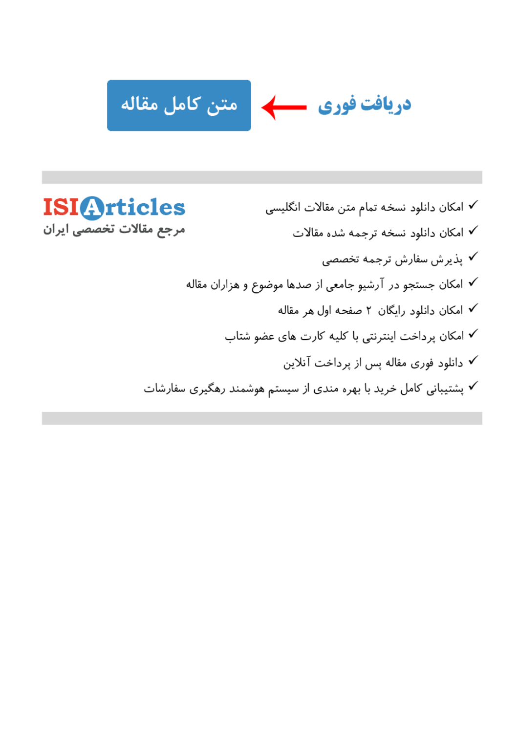دریافت فوری ← متن کامل مقاله

**ISIArticles**
مرجع مقالات تخصصی ایران

- ✓ امکان دانلود نسخه تمام متن مقالات انگلیسی
- ✓ امکان دانلود نسخه ترجمه شده مقالات
- ✓ پذیرش سفارش ترجمه تخصصی
- ✓ امکان جستجو در آرشیو جامعی از صدها موضوع و هزاران مقاله
- ✓ امکان دانلود رایگان ۲ صفحه اول هر مقاله
- ✓ امکان پرداخت اینترنتی با کلیه کارت های عضو شتاب
- ✓ دانلود فوری مقاله پس از پرداخت آنلاین
- ✓ پشتیبانی کامل خرید با بهره مندی از سیستم هوشمند رهگیری سفارشات